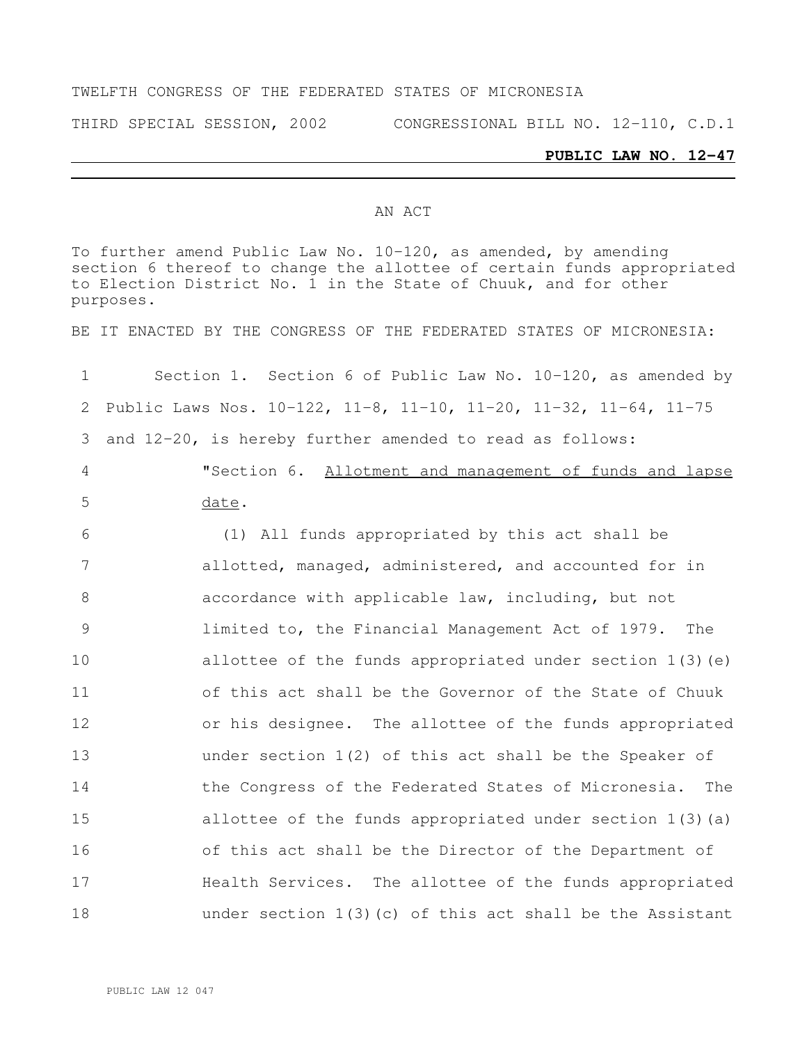TWELFTH CONGRESS OF THE FEDERATED STATES OF MICRONESIA

THIRD SPECIAL SESSION, 2002 CONGRESSIONAL BILL NO. 12-110, C.D.1

**PUBLIC LAW NO. 12-47**

AN ACT

To further amend Public Law No. 10-120, as amended, by amending section 6 thereof to change the allottee of certain funds appropriated to Election District No. 1 in the State of Chuuk, and for other purposes.

BE IT ENACTED BY THE CONGRESS OF THE FEDERATED STATES OF MICRONESIA:

1 Section 1. Section 6 of Public Law No. 10-120, as amended by
2 Public Laws Nos. 10-122, 11-8, 11-10, 11-20, 11-32, 11-64, 11-75
3 and 12-20, is hereby further amended to read as follows:
4 "Section 6. Allotment and management of funds and lapse
5 date.
6 (1) All funds appropriated by this act shall be
7 allotted, managed, administered, and accounted for in
8 accordance with applicable law, including, but not
9 limited to, the Financial Management Act of 1979. The
10 allottee of the funds appropriated under section 1(3)(e)
11 of this act shall be the Governor of the State of Chuuk
12 or his designee. The allottee of the funds appropriated
13 under section 1(2) of this act shall be the Speaker of
14 the Congress of the Federated States of Micronesia. The
15 allottee of the funds appropriated under section 1(3)(a)
16 of this act shall be the Director of the Department of
17 Health Services. The allottee of the funds appropriated
18 under section 1(3)(c) of this act shall be the Assistant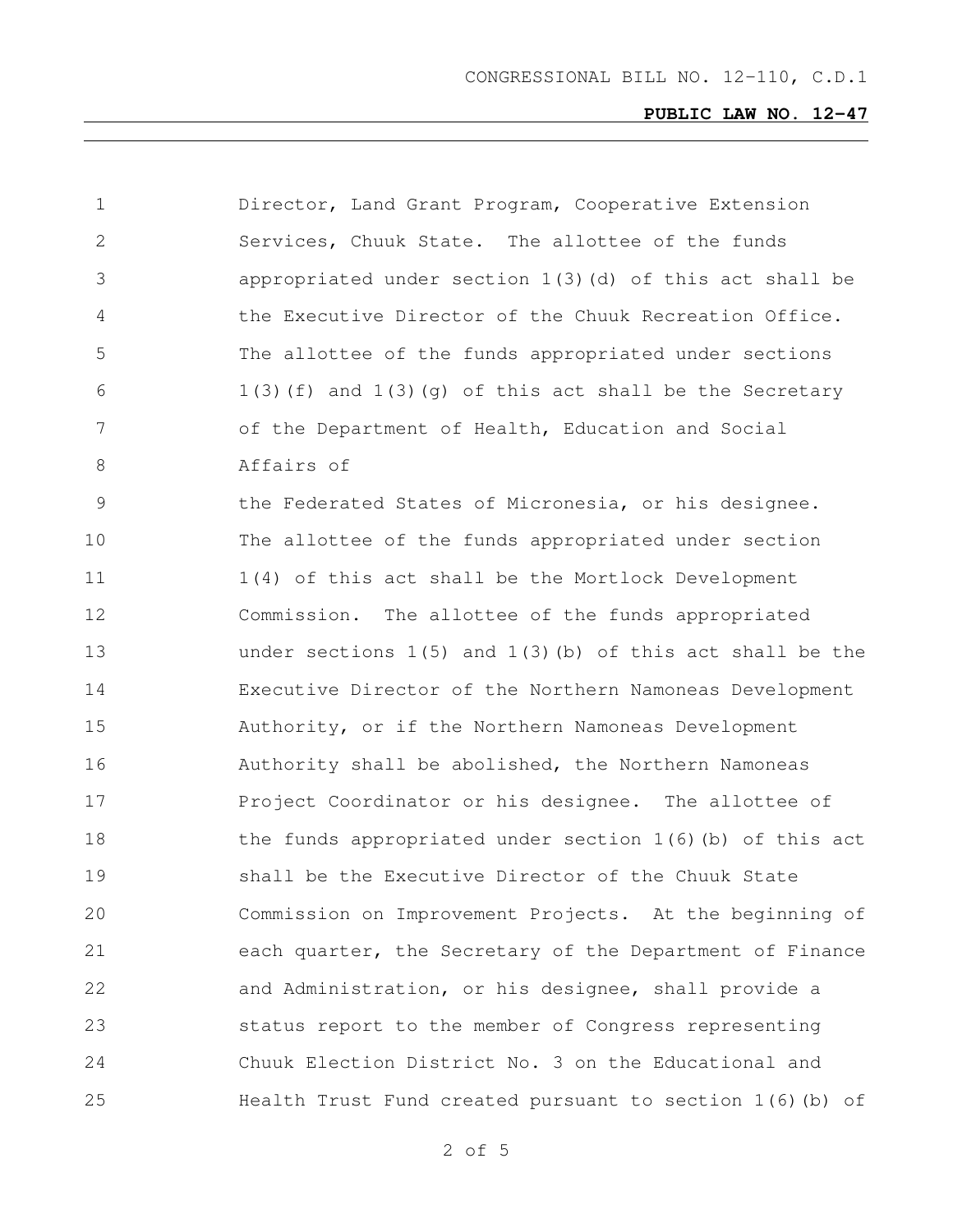Director, Land Grant Program, Cooperative Extension Services, Chuuk State. The allottee of the funds appropriated under section 1(3)(d) of this act shall be the Executive Director of the Chuuk Recreation Office. The allottee of the funds appropriated under sections 1(3)(f) and 1(3)(g) of this act shall be the Secretary of the Department of Health, Education and Social Affairs of the Federated States of Micronesia, or his designee. The allottee of the funds appropriated under section 1(4) of this act shall be the Mortlock Development Commission. The allottee of the funds appropriated under sections 1(5) and 1(3)(b) of this act shall be the Executive Director of the Northern Namoneas Development Authority, or if the Northern Namoneas Development Authority shall be abolished, the Northern Namoneas Project Coordinator or his designee. The allottee of the funds appropriated under section 1(6)(b) of this act shall be the Executive Director of the Chuuk State Commission on Improvement Projects. At the beginning of each quarter, the Secretary of the Department of Finance and Administration, or his designee, shall provide a status report to the member of Congress representing Chuuk Election District No. 3 on the Educational and Health Trust Fund created pursuant to section 1(6)(b) of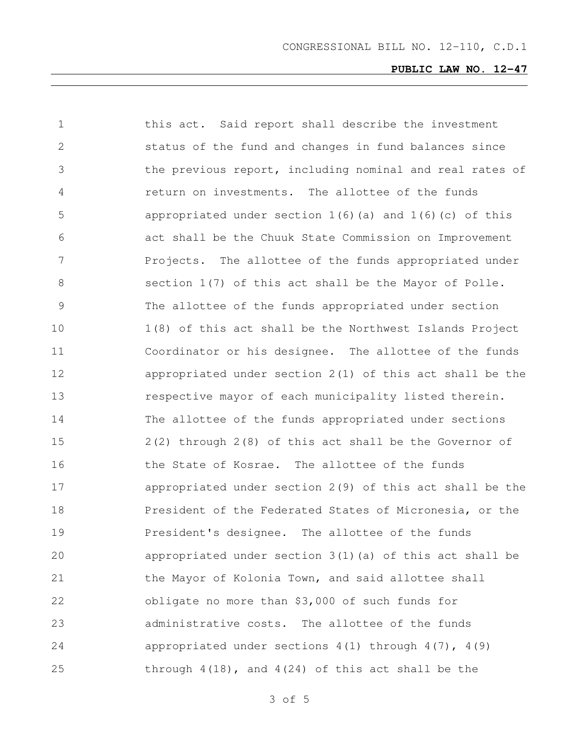this act. Said report shall describe the investment status of the fund and changes in fund balances since the previous report, including nominal and real rates of return on investments. The allottee of the funds appropriated under section 1(6)(a) and 1(6)(c) of this act shall be the Chuuk State Commission on Improvement Projects. The allottee of the funds appropriated under section 1(7) of this act shall be the Mayor of Polle. The allottee of the funds appropriated under section 1(8) of this act shall be the Northwest Islands Project Coordinator or his designee. The allottee of the funds appropriated under section 2(1) of this act shall be the respective mayor of each municipality listed therein. The allottee of the funds appropriated under sections 2(2) through 2(8) of this act shall be the Governor of the State of Kosrae. The allottee of the funds appropriated under section 2(9) of this act shall be the President of the Federated States of Micronesia, or the President's designee. The allottee of the funds appropriated under section 3(1)(a) of this act shall be the Mayor of Kolonia Town, and said allottee shall obligate no more than $3,000 of such funds for administrative costs. The allottee of the funds appropriated under sections 4(1) through 4(7), 4(9) through 4(18), and 4(24) of this act shall be the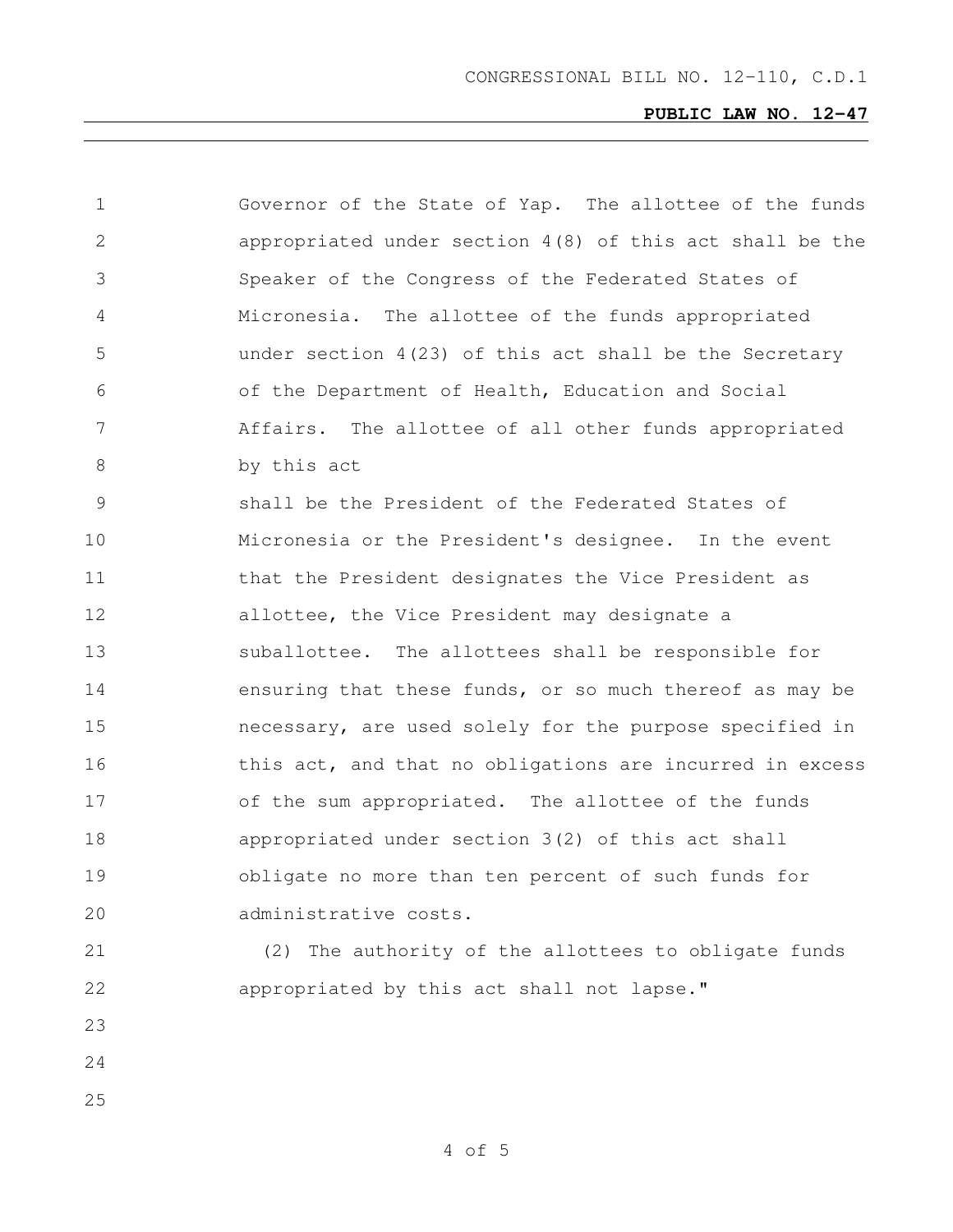Governor of the State of Yap. The allottee of the funds appropriated under section 4(8) of this act shall be the Speaker of the Congress of the Federated States of Micronesia. The allottee of the funds appropriated under section 4(23) of this act shall be the Secretary of the Department of Health, Education and Social Affairs. The allottee of all other funds appropriated by this act shall be the President of the Federated States of Micronesia or the President's designee. In the event that the President designates the Vice President as allottee, the Vice President may designate a suballottee. The allottees shall be responsible for ensuring that these funds, or so much thereof as may be necessary, are used solely for the purpose specified in this act, and that no obligations are incurred in excess of the sum appropriated. The allottee of the funds appropriated under section 3(2) of this act shall obligate no more than ten percent of such funds for administrative costs.

(2) The authority of the allottees to obligate funds appropriated by this act shall not lapse."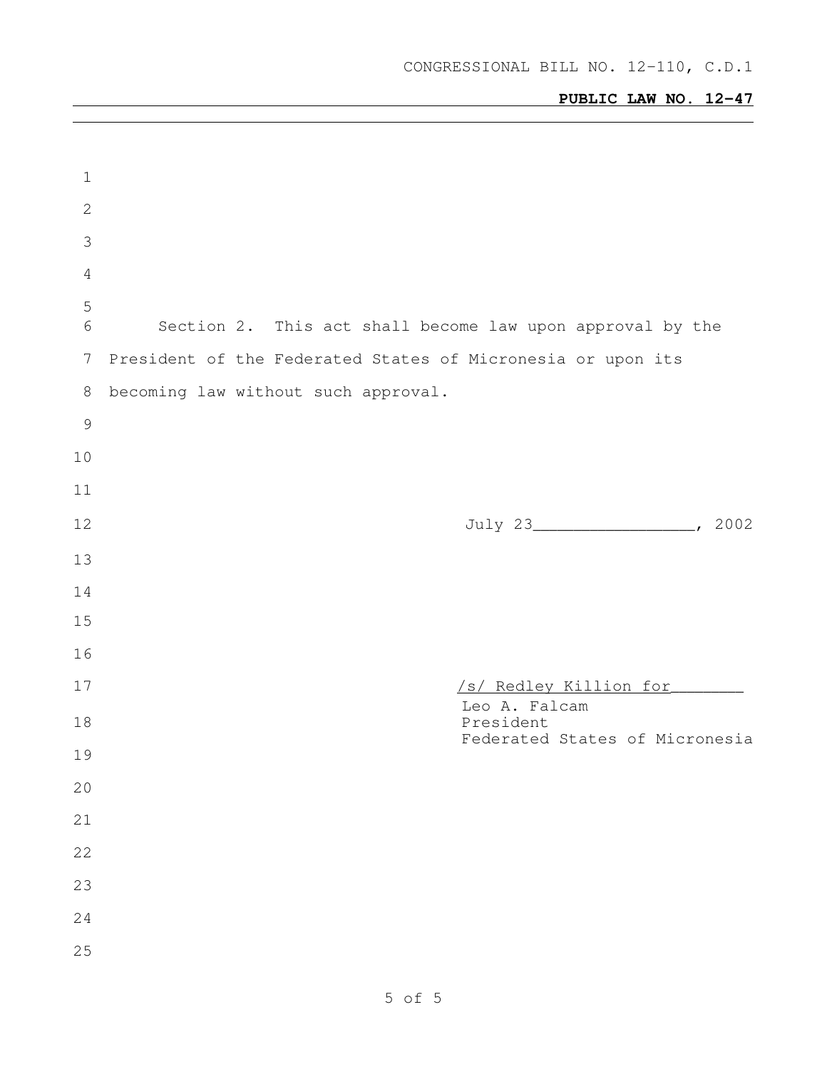Section 2. This act shall become law upon approval by the President of the Federated States of Micronesia or upon its becoming law without such approval.

July 23________________, 2002

/s/ Redley Killion for_______
Leo A. Falcam
President
Federated States of Micronesia